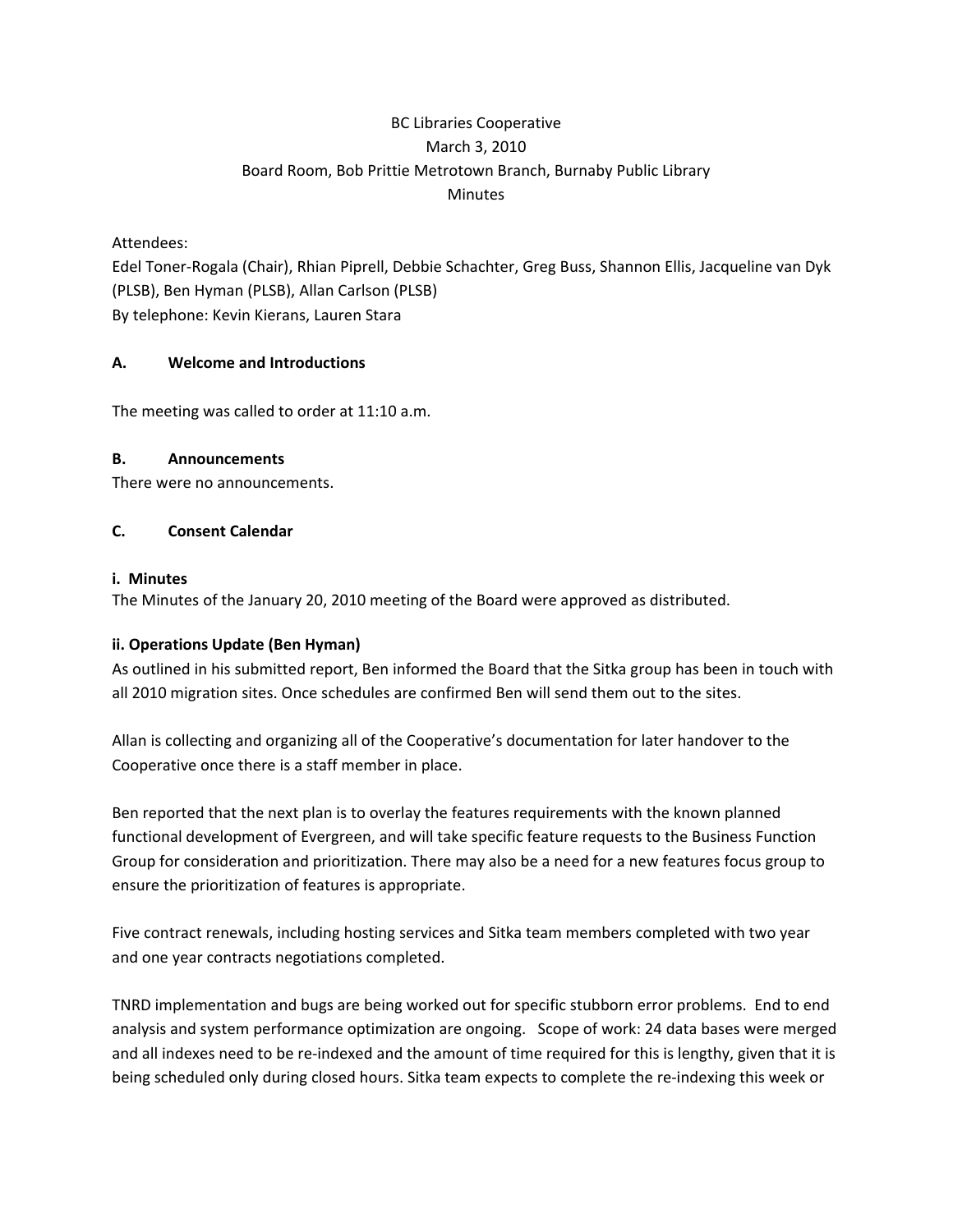BC Libraries Cooperative

March 3, 2010

Board Room, Bob Prittie Metrotown Branch, Burnaby Public Library

Minutes

Attendees:

Edel Toner-Rogala (Chair), Rhian Piprell, Debbie Schachter, Greg Buss, Shannon Ellis, Jacqueline van Dyk (PLSB), Ben Hyman (PLSB), Allan Carlson (PLSB)

By telephone: Kevin Kierans, Lauren Stara

## A. Welcome and Introductions

The meeting was called to order at 11:10 a.m.

## B. Announcements

There were no announcements.

## C. Consent Calendar

### i. Minutes

The Minutes of the January 20, 2010 meeting of the Board were approved as distributed.

### ii. Operations Update (Ben Hyman)

As outlined in his submitted report, Ben informed the Board that the Sitka group has been in touch with all 2010 migration sites. Once schedules are confirmed Ben will send them out to the sites.

Allan is collecting and organizing all of the Cooperative's documentation for later handover to the Cooperative once there is a staff member in place.

Ben reported that the next plan is to overlay the features requirements with the known planned functional development of Evergreen, and will take specific feature requests to the Business Function Group for consideration and prioritization. There may also be a need for a new features focus group to ensure the prioritization of features is appropriate.

Five contract renewals, including hosting services and Sitka team members completed with two year and one year contracts negotiations completed.

TNRD implementation and bugs are being worked out for specific stubborn error problems. End to end analysis and system performance optimization are ongoing. Scope of work: 24 data bases were merged and all indexes need to be re-indexed and the amount of time required for this is lengthy, given that it is being scheduled only during closed hours. Sitka team expects to complete the re-indexing this week or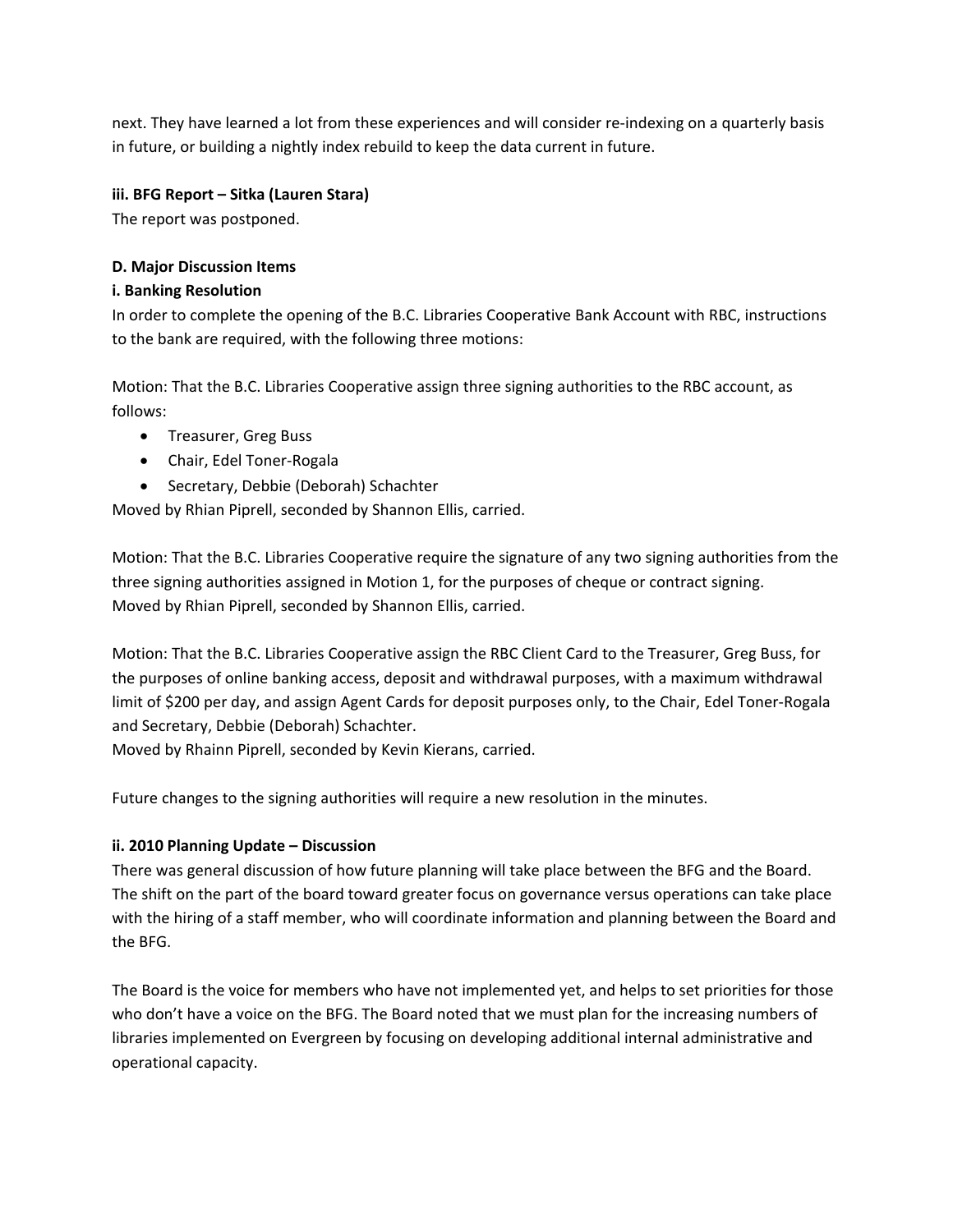next. They have learned a lot from these experiences and will consider re-indexing on a quarterly basis in future, or building a nightly index rebuild to keep the data current in future.

**iii. BFG Report – Sitka (Lauren Stara)**

The report was postponed.

**D. Major Discussion Items**

**i. Banking Resolution**

In order to complete the opening of the B.C. Libraries Cooperative Bank Account with RBC, instructions to the bank are required, with the following three motions:

Motion: That the B.C. Libraries Cooperative assign three signing authorities to the RBC account, as follows:

- Treasurer, Greg Buss
- Chair, Edel Toner-Rogala
- Secretary, Debbie (Deborah) Schachter

Moved by Rhian Piprell, seconded by Shannon Ellis, carried.

Motion: That the B.C. Libraries Cooperative require the signature of any two signing authorities from the three signing authorities assigned in Motion 1, for the purposes of cheque or contract signing.
Moved by Rhian Piprell, seconded by Shannon Ellis, carried.

Motion: That the B.C. Libraries Cooperative assign the RBC Client Card to the Treasurer, Greg Buss, for the purposes of online banking access, deposit and withdrawal purposes, with a maximum withdrawal limit of $200 per day, and assign Agent Cards for deposit purposes only, to the Chair, Edel Toner-Rogala and Secretary, Debbie (Deborah) Schachter.
Moved by Rhainn Piprell, seconded by Kevin Kierans, carried.

Future changes to the signing authorities will require a new resolution in the minutes.

**ii. 2010 Planning Update – Discussion**

There was general discussion of how future planning will take place between the BFG and the Board. The shift on the part of the board toward greater focus on governance versus operations can take place with the hiring of a staff member, who will coordinate information and planning between the Board and the BFG.

The Board is the voice for members who have not implemented yet, and helps to set priorities for those who don't have a voice on the BFG. The Board noted that we must plan for the increasing numbers of libraries implemented on Evergreen by focusing on developing additional internal administrative and operational capacity.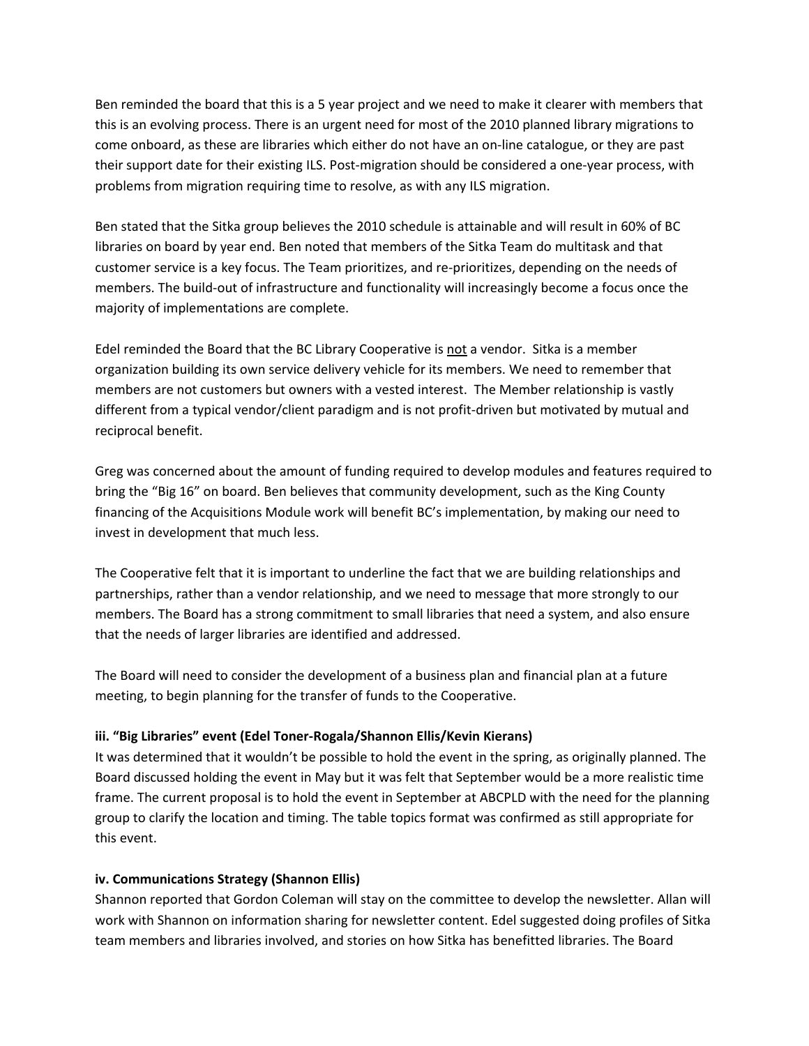Ben reminded the board that this is a 5 year project and we need to make it clearer with members that this is an evolving process. There is an urgent need for most of the 2010 planned library migrations to come onboard, as these are libraries which either do not have an on-line catalogue, or they are past their support date for their existing ILS. Post-migration should be considered a one-year process, with problems from migration requiring time to resolve, as with any ILS migration.

Ben stated that the Sitka group believes the 2010 schedule is attainable and will result in 60% of BC libraries on board by year end. Ben noted that members of the Sitka Team do multitask and that customer service is a key focus. The Team prioritizes, and re-prioritizes, depending on the needs of members. The build-out of infrastructure and functionality will increasingly become a focus once the majority of implementations are complete.

Edel reminded the Board that the BC Library Cooperative is <u>not</u> a vendor. Sitka is a member organization building its own service delivery vehicle for its members. We need to remember that members are not customers but owners with a vested interest. The Member relationship is vastly different from a typical vendor/client paradigm and is not profit-driven but motivated by mutual and reciprocal benefit.

Greg was concerned about the amount of funding required to develop modules and features required to bring the "Big 16" on board. Ben believes that community development, such as the King County financing of the Acquisitions Module work will benefit BC's implementation, by making our need to invest in development that much less.

The Cooperative felt that it is important to underline the fact that we are building relationships and partnerships, rather than a vendor relationship, and we need to message that more strongly to our members. The Board has a strong commitment to small libraries that need a system, and also ensure that the needs of larger libraries are identified and addressed.

The Board will need to consider the development of a business plan and financial plan at a future meeting, to begin planning for the transfer of funds to the Cooperative.

**iii. "Big Libraries" event (Edel Toner-Rogala/Shannon Ellis/Kevin Kierans)**

It was determined that it wouldn't be possible to hold the event in the spring, as originally planned. The Board discussed holding the event in May but it was felt that September would be a more realistic time frame. The current proposal is to hold the event in September at ABCPLD with the need for the planning group to clarify the location and timing. The table topics format was confirmed as still appropriate for this event.

**iv. Communications Strategy (Shannon Ellis)**

Shannon reported that Gordon Coleman will stay on the committee to develop the newsletter. Allan will work with Shannon on information sharing for newsletter content. Edel suggested doing profiles of Sitka team members and libraries involved, and stories on how Sitka has benefitted libraries. The Board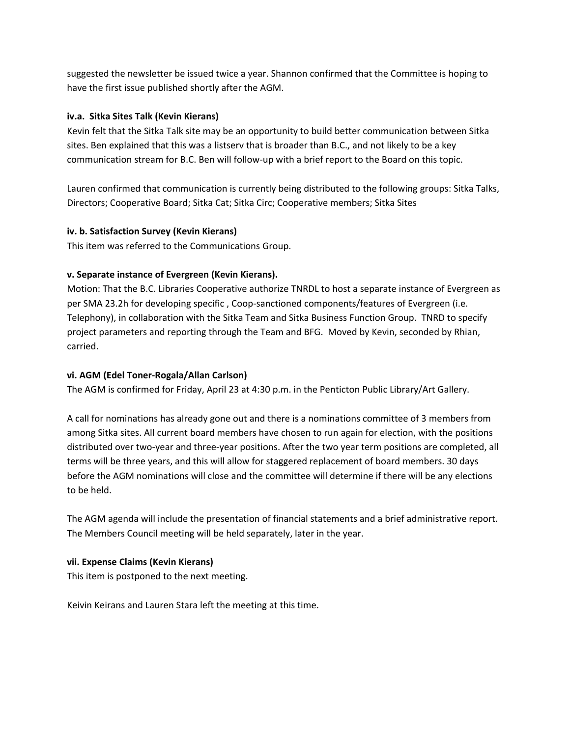suggested the newsletter be issued twice a year. Shannon confirmed that the Committee is hoping to have the first issue published shortly after the AGM.

**iv.a. Sitka Sites Talk (Kevin Kierans)**

Kevin felt that the Sitka Talk site may be an opportunity to build better communication between Sitka sites. Ben explained that this was a listserv that is broader than B.C., and not likely to be a key communication stream for B.C. Ben will follow-up with a brief report to the Board on this topic.

Lauren confirmed that communication is currently being distributed to the following groups: Sitka Talks, Directors; Cooperative Board; Sitka Cat; Sitka Circ; Cooperative members; Sitka Sites

**iv. b. Satisfaction Survey (Kevin Kierans)**

This item was referred to the Communications Group.

**v. Separate instance of Evergreen (Kevin Kierans).**

Motion: That the B.C. Libraries Cooperative authorize TNRDL to host a separate instance of Evergreen as per SMA 23.2h for developing specific , Coop-sanctioned components/features of Evergreen (i.e. Telephony), in collaboration with the Sitka Team and Sitka Business Function Group. TNRD to specify project parameters and reporting through the Team and BFG. Moved by Kevin, seconded by Rhian, carried.

**vi. AGM (Edel Toner-Rogala/Allan Carlson)**

The AGM is confirmed for Friday, April 23 at 4:30 p.m. in the Penticton Public Library/Art Gallery.

A call for nominations has already gone out and there is a nominations committee of 3 members from among Sitka sites. All current board members have chosen to run again for election, with the positions distributed over two-year and three-year positions. After the two year term positions are completed, all terms will be three years, and this will allow for staggered replacement of board members. 30 days before the AGM nominations will close and the committee will determine if there will be any elections to be held.

The AGM agenda will include the presentation of financial statements and a brief administrative report. The Members Council meeting will be held separately, later in the year.

**vii. Expense Claims (Kevin Kierans)**

This item is postponed to the next meeting.

Keivin Keirans and Lauren Stara left the meeting at this time.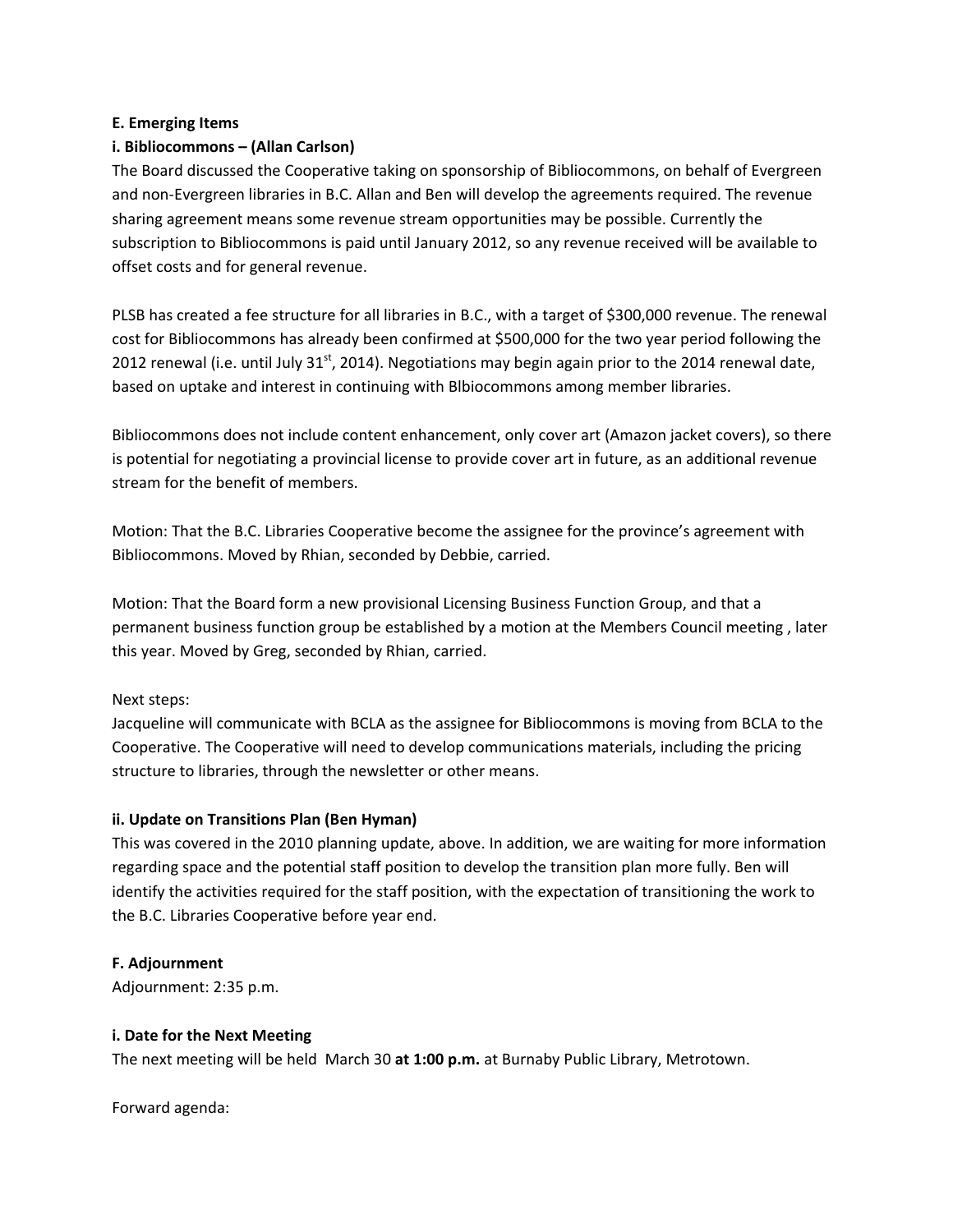**E. Emerging Items**

**i. Bibliocommons – (Allan Carlson)**

The Board discussed the Cooperative taking on sponsorship of Bibliocommons, on behalf of Evergreen and non-Evergreen libraries in B.C. Allan and Ben will develop the agreements required. The revenue sharing agreement means some revenue stream opportunities may be possible. Currently the subscription to Bibliocommons is paid until January 2012, so any revenue received will be available to offset costs and for general revenue.

PLSB has created a fee structure for all libraries in B.C., with a target of $300,000 revenue. The renewal cost for Bibliocommons has already been confirmed at $500,000 for the two year period following the 2012 renewal (i.e. until July 31st, 2014). Negotiations may begin again prior to the 2014 renewal date, based on uptake and interest in continuing with Blbiocommons among member libraries.

Bibliocommons does not include content enhancement, only cover art (Amazon jacket covers), so there is potential for negotiating a provincial license to provide cover art in future, as an additional revenue stream for the benefit of members.

Motion: That the B.C. Libraries Cooperative become the assignee for the province's agreement with Bibliocommons. Moved by Rhian, seconded by Debbie, carried.

Motion: That the Board form a new provisional Licensing Business Function Group, and that a permanent business function group be established by a motion at the Members Council meeting , later this year. Moved by Greg, seconded by Rhian, carried.

Next steps:
Jacqueline will communicate with BCLA as the assignee for Bibliocommons is moving from BCLA to the Cooperative. The Cooperative will need to develop communications materials, including the pricing structure to libraries, through the newsletter or other means.

**ii. Update on Transitions Plan (Ben Hyman)**

This was covered in the 2010 planning update, above. In addition, we are waiting for more information regarding space and the potential staff position to develop the transition plan more fully. Ben will identify the activities required for the staff position, with the expectation of transitioning the work to the B.C. Libraries Cooperative before year end.

**F. Adjournment**

Adjournment: 2:35 p.m.

**i. Date for the Next Meeting**

The next meeting will be held March 30 **at 1:00 p.m.** at Burnaby Public Library, Metrotown.

Forward agenda: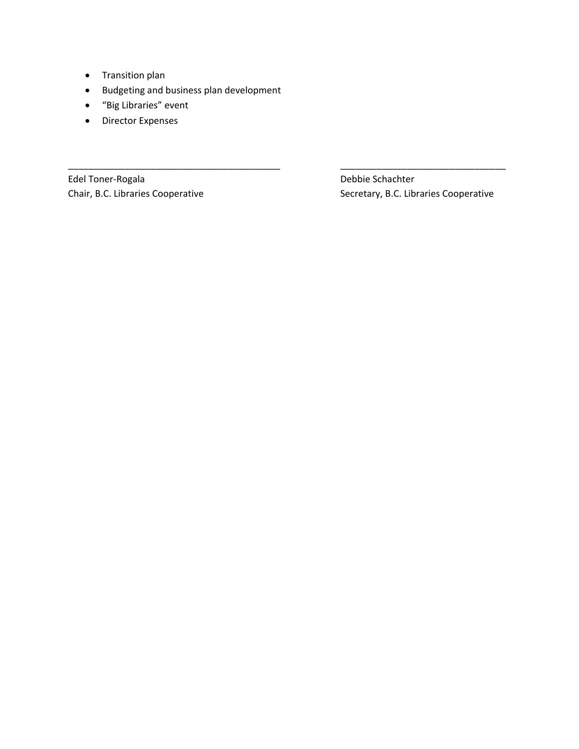- Transition plan
- Budgeting and business plan development
- "Big Libraries" event
- Director Expenses

| | |
|---|---|
| ___________________________________________ | _________________________________ |
| Edel Toner-Rogala | Debbie Schachter |
| Chair, B.C. Libraries Cooperative | Secretary, B.C. Libraries Cooperative |